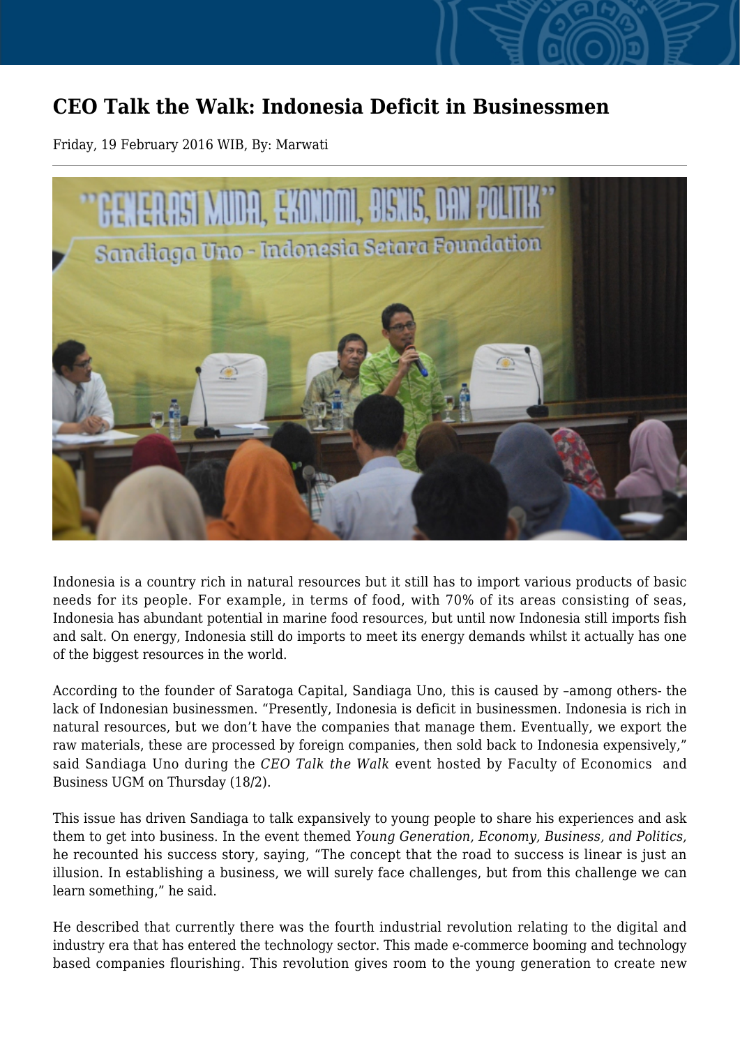# CEO Talk the Walk: Indonesia Deficit in Businessmen

Friday, 19 February 2016 WIB, By: Marwati

Indonesia is a country rich in natural resources but it still has to import various products of basic needs for its people. For example, in terms of food, with 70% of its areas consisting of seas, Indonesia has abundant potential in marine food resources, but until now Indonesia still imports fish and salt. On energy, Indonesia still do imports to meet its energy demands whilst it actually has one of the biggest resources in the world.

According to the founder of Saratoga Capital, Sandiaga Uno, this is caused by –among others- the lack of Indonesian businessmen. "Presently, Indonesia is deficit in businessmen. Indonesia is rich in natural resources, but we don't have the companies that manage them. Eventually, we export the raw materials, these are processed by foreign companies, then sold back to Indonesia expensively," said Sandiaga Uno during the *CEO Talk the Walk* event hosted by Faculty of Economics and Business UGM on Thursday (18/2).

This issue has driven Sandiaga to talk expansively to young people to share his experiences and ask them to get into business. In the event themed *Young Generation, Economy, Business, and Politics,* he recounted his success story, saying, "The concept that the road to success is linear is just an illusion. In establishing a business, we will surely face challenges, but from this challenge we can learn something," he said.

He described that currently there was the fourth industrial revolution relating to the digital and industry era that has entered the technology sector. This made e-commerce booming and technology based companies flourishing. This revolution gives room to the young generation to create new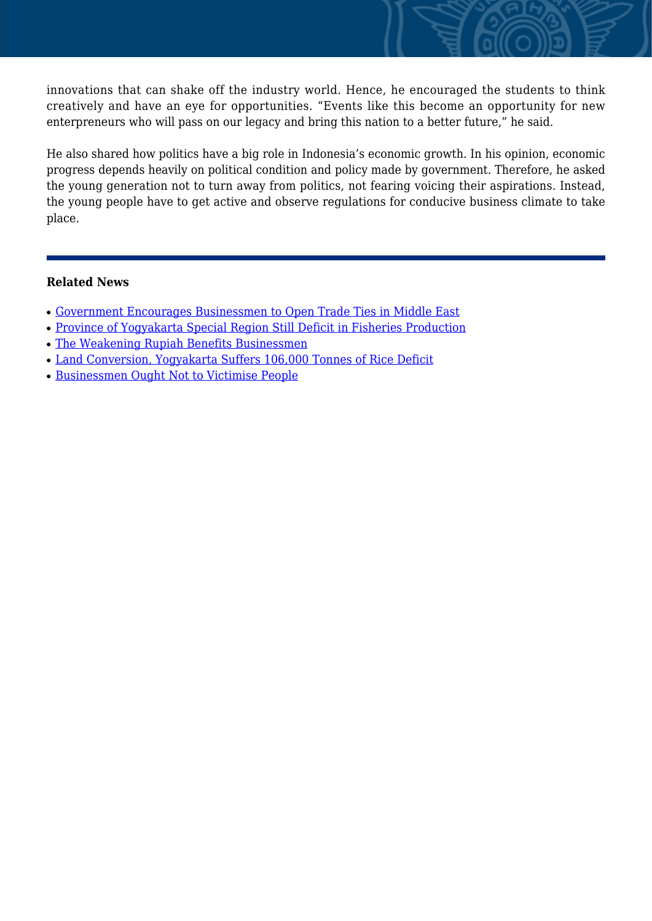innovations that can shake off the industry world. Hence, he encouraged the students to think creatively and have an eye for opportunities. "Events like this become an opportunity for new enterpreneurs who will pass on our legacy and bring this nation to a better future," he said.

He also shared how politics have a big role in Indonesia's economic growth. In his opinion, economic progress depends heavily on political condition and policy made by government. Therefore, he asked the young generation not to turn away from politics, not fearing voicing their aspirations. Instead, the young people have to get active and observe regulations for conducive business climate to take place.

---

**Related News**

- Government Encourages Businessmen to Open Trade Ties in Middle East
- Province of Yogyakarta Special Region Still Deficit in Fisheries Production
- The Weakening Rupiah Benefits Businessmen
- Land Conversion, Yogyakarta Suffers 106,000 Tonnes of Rice Deficit
- Businessmen Ought Not to Victimise People